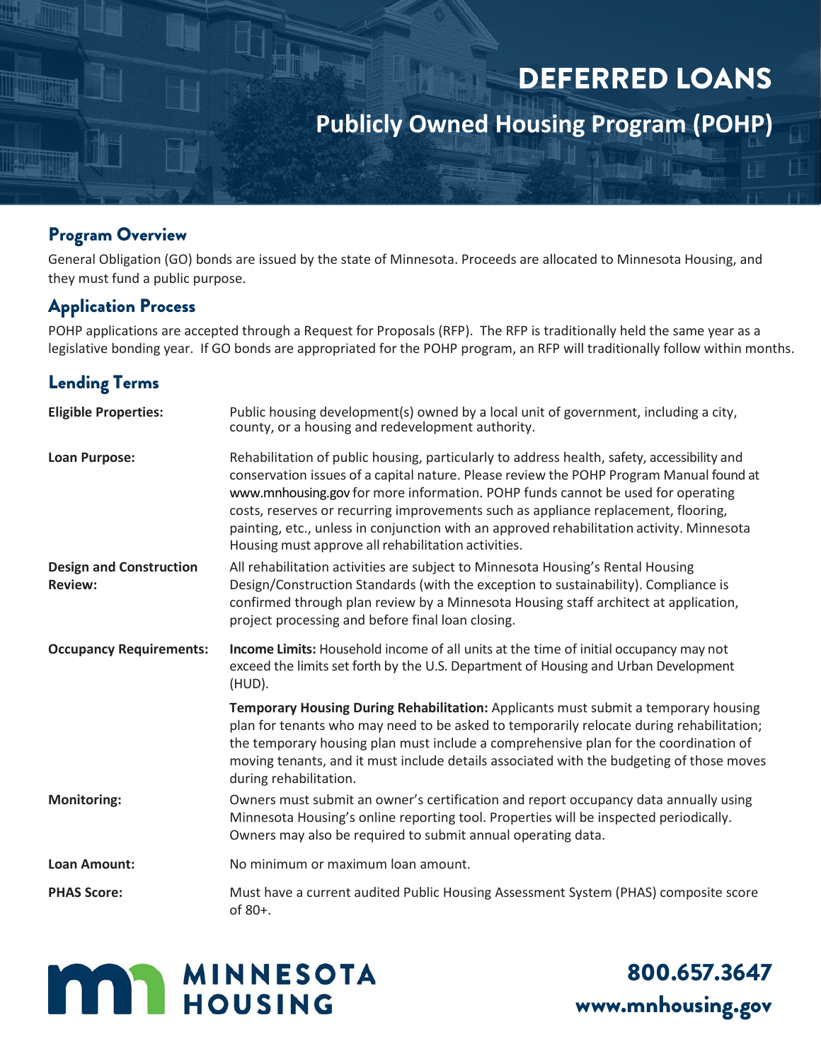# DEFERRED LOANS

## Publicly Owned Housing Program (POHP)

## Program Overview

General Obligation (GO) bonds are issued by the state of Minnesota. Proceeds are allocated to Minnesota Housing, and they must fund a public purpose.

## Application Process

POHP applications are accepted through a Request for Proposals (RFP). The RFP is traditionally held the same year as a legislative bonding year. If GO bonds are appropriated for the POHP program, an RFP will traditionally follow within months.

## Lending Terms

**Eligible Properties:** Public housing development(s) owned by a local unit of government, including a city, county, or a housing and redevelopment authority.

**Loan Purpose:** Rehabilitation of public housing, particularly to address health, safety, accessibility and conservation issues of a capital nature. Please review the POHP Program Manual found at www.mnhousing.gov for more information. POHP funds cannot be used for operating costs, reserves or recurring improvements such as appliance replacement, flooring, painting, etc., unless in conjunction with an approved rehabilitation activity. Minnesota Housing must approve all rehabilitation activities.

**Design and Construction Review:** All rehabilitation activities are subject to Minnesota Housing's Rental Housing Design/Construction Standards (with the exception to sustainability). Compliance is confirmed through plan review by a Minnesota Housing staff architect at application, project processing and before final loan closing.

**Occupancy Requirements:**

**Income Limits:** Household income of all units at the time of initial occupancy may not exceed the limits set forth by the U.S. Department of Housing and Urban Development (HUD).

**Temporary Housing During Rehabilitation:** Applicants must submit a temporary housing plan for tenants who may need to be asked to temporarily relocate during rehabilitation; the temporary housing plan must include a comprehensive plan for the coordination of moving tenants, and it must include details associated with the budgeting of those moves during rehabilitation.

**Monitoring:** Owners must submit an owner's certification and report occupancy data annually using Minnesota Housing's online reporting tool. Properties will be inspected periodically. Owners may also be required to submit annual operating data.

**Loan Amount:** No minimum or maximum loan amount.

**PHAS Score:** Must have a current audited Public Housing Assessment System (PHAS) composite score of 80+.

MINNESOTA HOUSING

800.657.3647

www.mnhousing.gov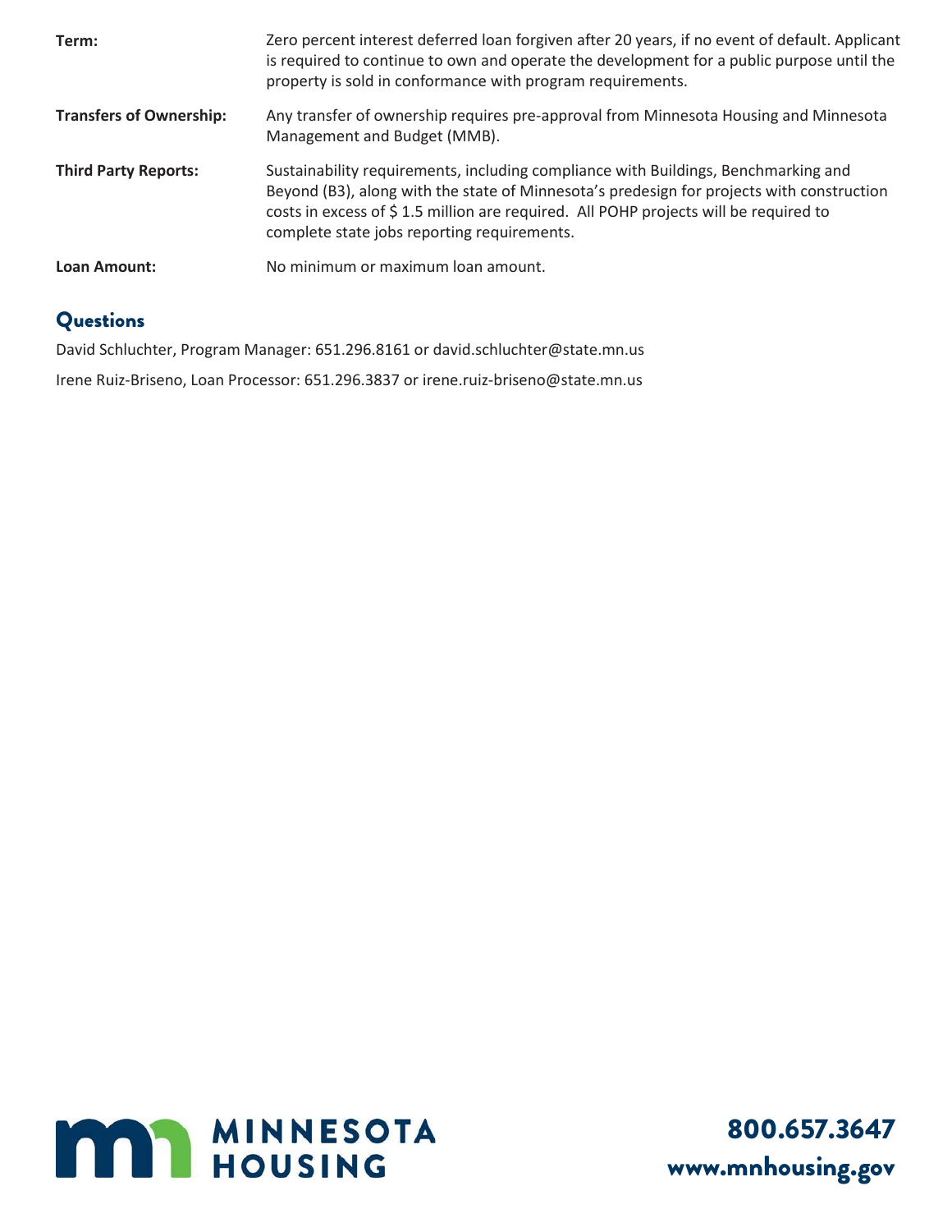| | |
|---|---|
| **Term:** | Zero percent interest deferred loan forgiven after 20 years, if no event of default. Applicant is required to continue to own and operate the development for a public purpose until the property is sold in conformance with program requirements. |
| **Transfers of Ownership:** | Any transfer of ownership requires pre-approval from Minnesota Housing and Minnesota Management and Budget (MMB). |
| **Third Party Reports:** | Sustainability requirements, including compliance with Buildings, Benchmarking and Beyond (B3), along with the state of Minnesota's predesign for projects with construction costs in excess of $ 1.5 million are required. All POHP projects will be required to complete state jobs reporting requirements. |
| **Loan Amount:** | No minimum or maximum loan amount. |

## Questions

David Schluchter, Program Manager: 651.296.8161 or david.schluchter@state.mn.us

Irene Ruiz-Briseno, Loan Processor: 651.296.3837 or irene.ruiz-briseno@state.mn.us

MINNESOTA HOUSING

800.657.3647

www.mnhousing.gov